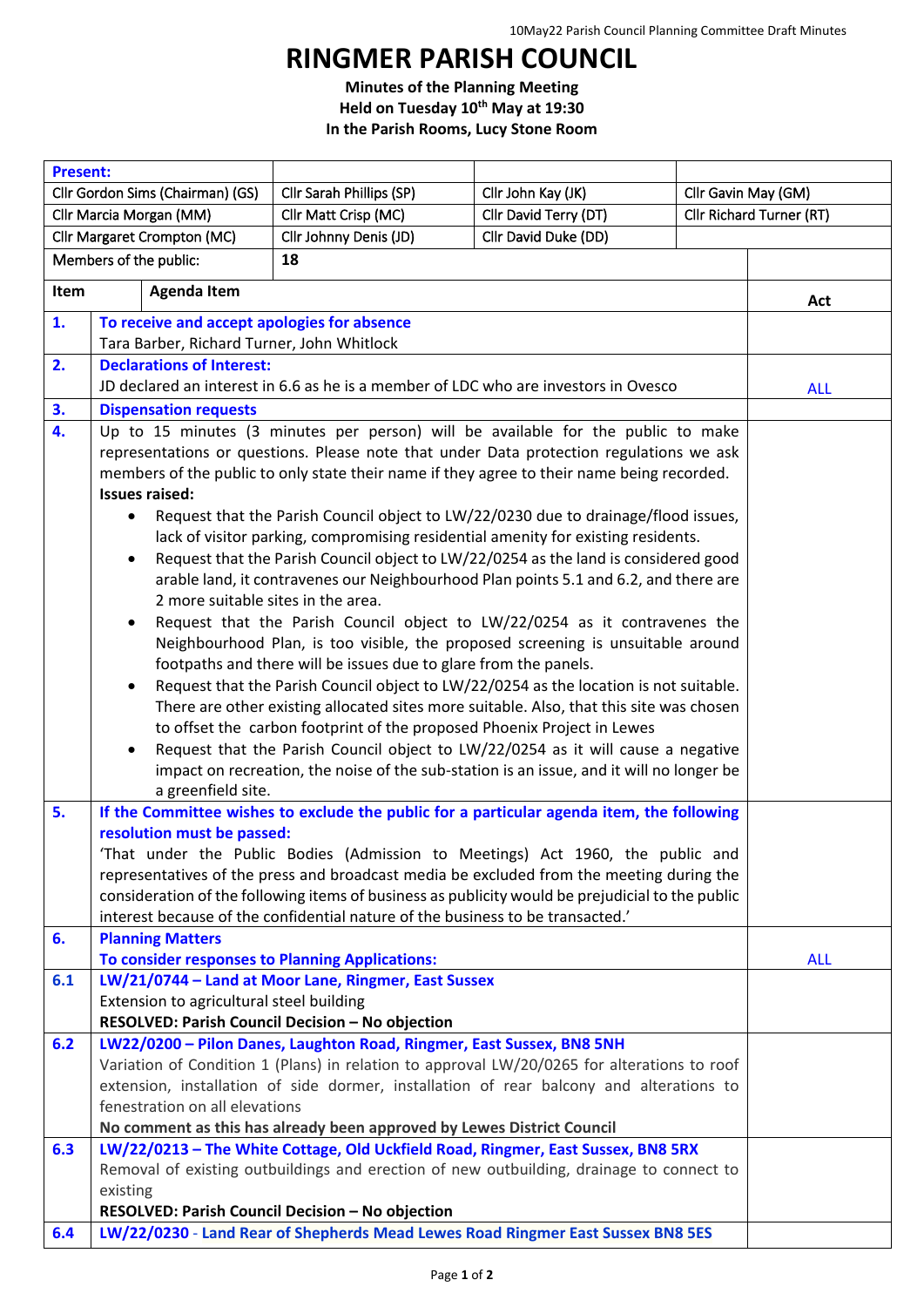# RINGMER PARISH COUNCIL

**Minutes of the Planning Meeting**
**Held on Tuesday 10th May at 19:30**
**In the Parish Rooms, Lucy Stone Room**

| **Present:** | | | |
|---|---|---|---|
| Cllr Gordon Sims (Chairman) (GS) | Cllr Sarah Phillips (SP) | Cllr John Kay (JK) | Cllr Gavin May (GM) |
| Cllr Marcia Morgan (MM) | Cllr Matt Crisp (MC) | Cllr David Terry (DT) | Cllr Richard Turner (RT) |
| Cllr Margaret Crompton (MC) | Cllr Johnny Denis (JD) | Cllr David Duke (DD) | |
| Members of the public: | 18 | | |

| Item | Agenda Item | Act |
|---|---|---|
| **1.** | **To receive and accept apologies for absence**<br>Tara Barber, Richard Turner, John Whitlock | |
| **2.** | **Declarations of Interest:**<br>JD declared an interest in 6.6 as he is a member of LDC who are investors in Ovesco | ALL |
| **3.** | **Dispensation requests** | |
| **4.** | Up to 15 minutes (3 minutes per person) will be available for the public to make representations or questions. Please note that under Data protection regulations we ask members of the public to only state their name if they agree to their name being recorded.<br>**Issues raised:**<br>• Request that the Parish Council object to LW/22/0230 due to drainage/flood issues, lack of visitor parking, compromising residential amenity for existing residents.<br>• Request that the Parish Council object to LW/22/0254 as the land is considered good arable land, it contravenes our Neighbourhood Plan points 5.1 and 6.2, and there are 2 more suitable sites in the area.<br>• Request that the Parish Council object to LW/22/0254 as it contravenes the Neighbourhood Plan, is too visible, the proposed screening is unsuitable around footpaths and there will be issues due to glare from the panels.<br>• Request that the Parish Council object to LW/22/0254 as the location is not suitable. There are other existing allocated sites more suitable. Also, that this site was chosen to offset the carbon footprint of the proposed Phoenix Project in Lewes<br>• Request that the Parish Council object to LW/22/0254 as it will cause a negative impact on recreation, the noise of the sub-station is an issue, and it will no longer be a greenfield site. | |
| **5.** | **If the Committee wishes to exclude the public for a particular agenda item, the following resolution must be passed:**<br>'That under the Public Bodies (Admission to Meetings) Act 1960, the public and representatives of the press and broadcast media be excluded from the meeting during the consideration of the following items of business as publicity would be prejudicial to the public interest because of the confidential nature of the business to be transacted.' | |
| **6.** | **Planning Matters**<br>**To consider responses to Planning Applications:** | ALL |
| **6.1** | **LW/21/0744 – Land at Moor Lane, Ringmer, East Sussex**<br>Extension to agricultural steel building<br>**RESOLVED: Parish Council Decision – No objection** | |
| **6.2** | **LW22/0200 – Pilon Danes, Laughton Road, Ringmer, East Sussex, BN8 5NH**<br>Variation of Condition 1 (Plans) in relation to approval LW/20/0265 for alterations to roof extension, installation of side dormer, installation of rear balcony and alterations to fenestration on all elevations<br>**No comment as this has already been approved by Lewes District Council** | |
| **6.3** | **LW/22/0213 – The White Cottage, Old Uckfield Road, Ringmer, East Sussex, BN8 5RX**<br>Removal of existing outbuildings and erection of new outbuilding, drainage to connect to existing<br>**RESOLVED: Parish Council Decision – No objection** | |
| **6.4** | **LW/22/0230 - Land Rear of Shepherds Mead Lewes Road Ringmer East Sussex BN8 5ES** | |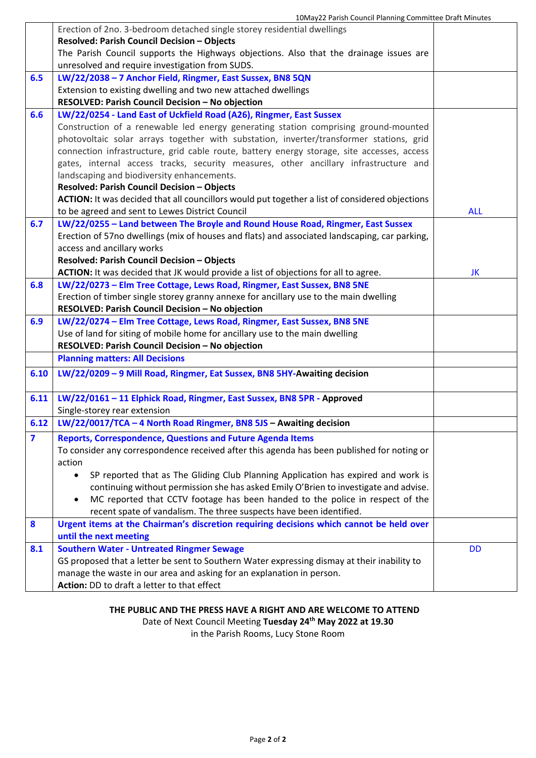| | | |
|---|---|---|
| | Erection of 2no. 3-bedroom detached single storey residential dwellings<br>**Resolved: Parish Council Decision – Objects**<br>The Parish Council supports the Highways objections. Also that the drainage issues are unresolved and require investigation from SUDS. | |
| **6.5** | **LW/22/2038 – 7 Anchor Field, Ringmer, East Sussex, BN8 5QN**<br>Extension to existing dwelling and two new attached dwellings<br>**RESOLVED: Parish Council Decision – No objection** | |
| **6.6** | **LW/22/0254 - Land East of Uckfield Road (A26), Ringmer, East Sussex**<br>Construction of a renewable led energy generating station comprising ground-mounted photovoltaic solar arrays together with substation, inverter/transformer stations, grid connection infrastructure, grid cable route, battery energy storage, site accesses, access gates, internal access tracks, security measures, other ancillary infrastructure and landscaping and biodiversity enhancements.<br>**Resolved: Parish Council Decision – Objects**<br>**ACTION:** It was decided that all councillors would put together a list of considered objections to be agreed and sent to Lewes District Council | ALL |
| **6.7** | **LW/22/0255 – Land between The Broyle and Round House Road, Ringmer, East Sussex**<br>Erection of 57no dwellings (mix of houses and flats) and associated landscaping, car parking, access and ancillary works<br>**Resolved: Parish Council Decision – Objects**<br>**ACTION:** It was decided that JK would provide a list of objections for all to agree. | JK |
| **6.8** | **LW/22/0273 – Elm Tree Cottage, Lews Road, Ringmer, East Sussex, BN8 5NE**<br>Erection of timber single storey granny annexe for ancillary use to the main dwelling<br>**RESOLVED: Parish Council Decision – No objection** | |
| **6.9** | **LW/22/0274 – Elm Tree Cottage, Lews Road, Ringmer, East Sussex, BN8 5NE**<br>Use of land for siting of mobile home for ancillary use to the main dwelling<br>**RESOLVED: Parish Council Decision – No objection** | |
| | **Planning matters: All Decisions** | |
| **6.10** | **LW/22/0209 – 9 Mill Road, Ringmer, Eat Sussex, BN8 5HY-Awaiting decision** | |
| **6.11** | **LW/22/0161 – 11 Elphick Road, Ringmer, East Sussex, BN8 5PR - Approved**<br>Single-storey rear extension | |
| **6.12** | **LW/22/0017/TCA – 4 North Road Ringmer, BN8 5JS – Awaiting decision** | |
| **7** | **Reports, Correspondence, Questions and Future Agenda Items**<br>To consider any correspondence received after this agenda has been published for noting or action<br>• SP reported that as The Gliding Club Planning Application has expired and work is continuing without permission she has asked Emily O'Brien to investigate and advise.<br>• MC reported that CCTV footage has been handed to the police in respect of the recent spate of vandalism. The three suspects have been identified. | |
| **8** | **Urgent items at the Chairman's discretion requiring decisions which cannot be held over until the next meeting** | |
| **8.1** | **Southern Water - Untreated Ringmer Sewage**<br>GS proposed that a letter be sent to Southern Water expressing dismay at their inability to manage the waste in our area and asking for an explanation in person.<br>**Action:** DD to draft a letter to that effect | DD |

**THE PUBLIC AND THE PRESS HAVE A RIGHT AND ARE WELCOME TO ATTEND**

Date of Next Council Meeting **Tuesday 24th May 2022 at 19.30**

in the Parish Rooms, Lucy Stone Room